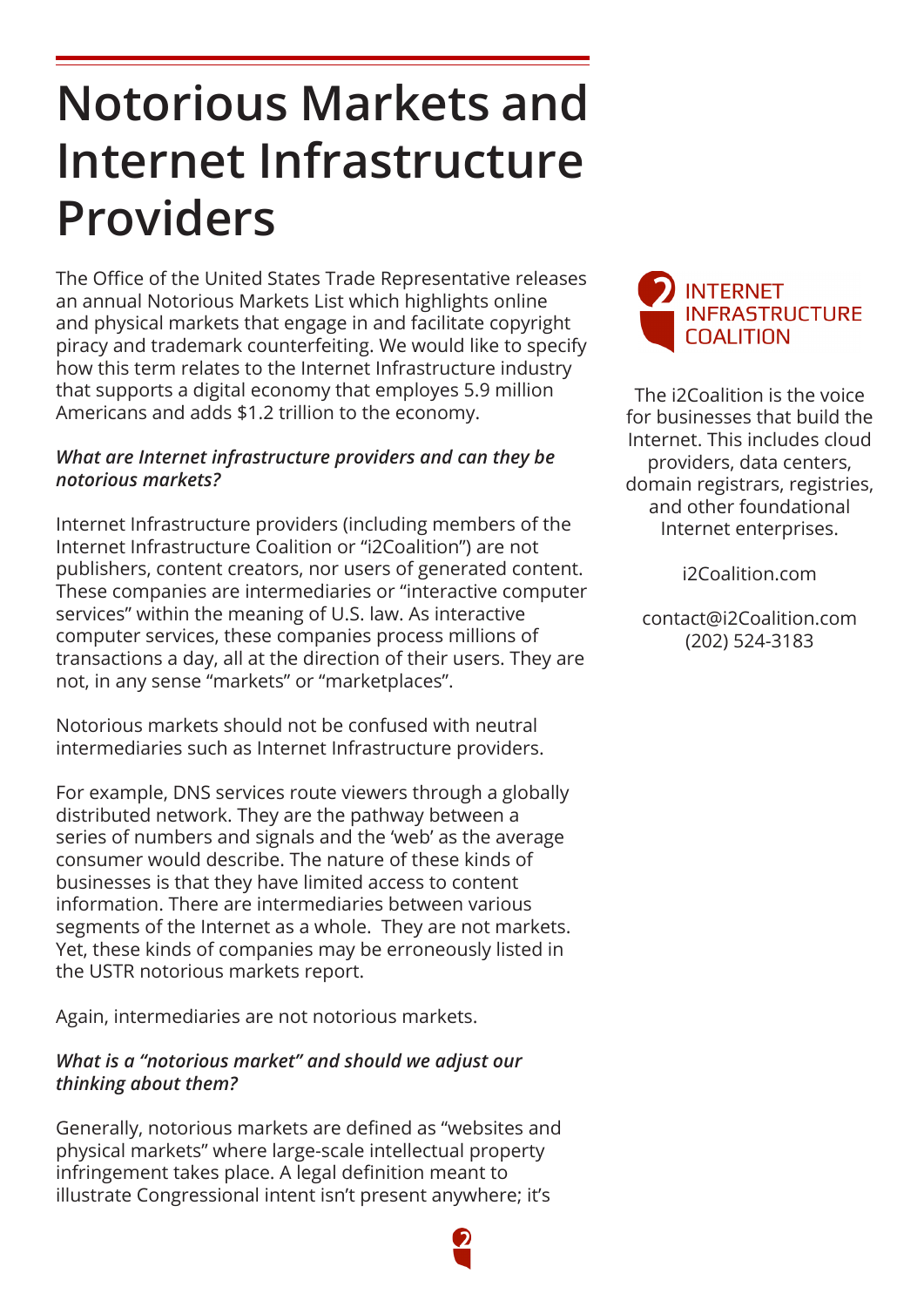# Notorious Markets and Internet Infrastructure Providers

The Office of the United States Trade Representative releases an annual Notorious Markets List which highlights online and physical markets that engage in and facilitate copyright piracy and trademark counterfeiting. We would like to specify how this term relates to the Internet Infrastructure industry that supports a digital economy that employes 5.9 million Americans and adds $1.2 trillion to the economy.

***What are Internet infrastructure providers and can they be notorious markets?***

Internet Infrastructure providers (including members of the Internet Infrastructure Coalition or "i2Coalition") are not publishers, content creators, nor users of generated content. These companies are intermediaries or "interactive computer services" within the meaning of U.S. law. As interactive computer services, these companies process millions of transactions a day, all at the direction of their users. They are not, in any sense "markets" or "marketplaces".

Notorious markets should not be confused with neutral intermediaries such as Internet Infrastructure providers.

For example, DNS services route viewers through a globally distributed network. They are the pathway between a series of numbers and signals and the 'web' as the average consumer would describe. The nature of these kinds of businesses is that they have limited access to content information. There are intermediaries between various segments of the Internet as a whole. They are not markets. Yet, these kinds of companies may be erroneously listed in the USTR notorious markets report.

Again, intermediaries are not notorious markets.

***What is a "notorious market" and should we adjust our thinking about them?***

Generally, notorious markets are defined as "websites and physical markets" where large-scale intellectual property infringement takes place. A legal definition meant to illustrate Congressional intent isn't present anywhere; it's

INTERNET INFRASTRUCTURE COALITION

The i2Coalition is the voice for businesses that build the Internet. This includes cloud providers, data centers, domain registrars, registries, and other foundational Internet enterprises.

i2Coalition.com

contact@i2Coalition.com
(202) 524-3183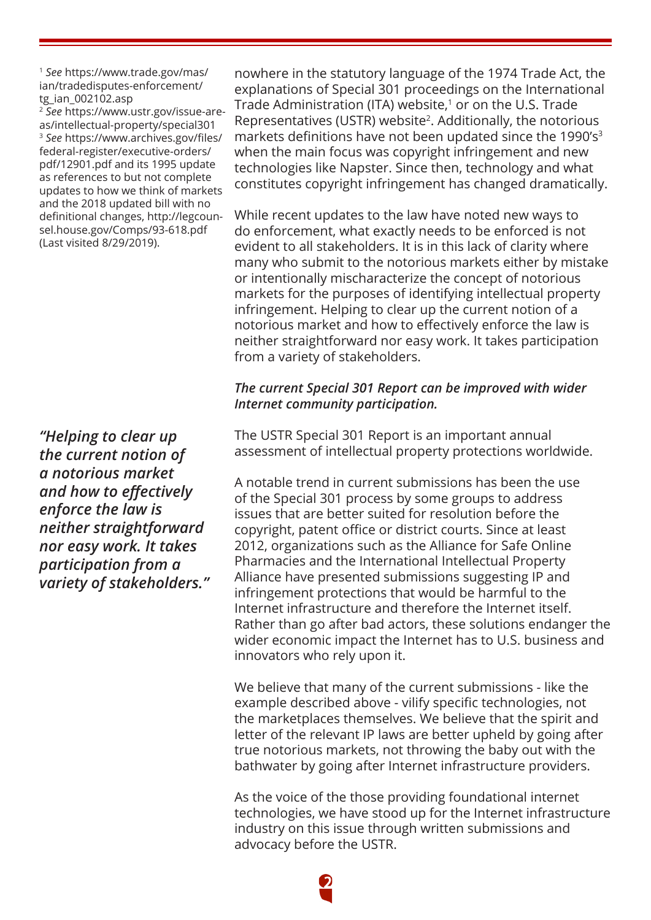nowhere in the statutory language of the 1974 Trade Act, the explanations of Special 301 proceedings on the International Trade Administration (ITA) website,[1] or on the U.S. Trade Representatives (USTR) website[2]. Additionally, the notorious markets definitions have not been updated since the 1990's[3] when the main focus was copyright infringement and new technologies like Napster. Since then, technology and what constitutes copyright infringement has changed dramatically.

While recent updates to the law have noted new ways to do enforcement, what exactly needs to be enforced is not evident to all stakeholders. It is in this lack of clarity where many who submit to the notorious markets either by mistake or intentionally mischaracterize the concept of notorious markets for the purposes of identifying intellectual property infringement. Helping to clear up the current notion of a notorious market and how to effectively enforce the law is neither straightforward nor easy work. It takes participation from a variety of stakeholders.

***"Helping to clear up the current notion of a notorious market and how to effectively enforce the law is neither straightforward nor easy work. It takes participation from a variety of stakeholders."***

***The current Special 301 Report can be improved with wider Internet community participation.***

The USTR Special 301 Report is an important annual assessment of intellectual property protections worldwide.

A notable trend in current submissions has been the use of the Special 301 process by some groups to address issues that are better suited for resolution before the copyright, patent office or district courts. Since at least 2012, organizations such as the Alliance for Safe Online Pharmacies and the International Intellectual Property Alliance have presented submissions suggesting IP and infringement protections that would be harmful to the Internet infrastructure and therefore the Internet itself. Rather than go after bad actors, these solutions endanger the wider economic impact the Internet has to U.S. business and innovators who rely upon it.

We believe that many of the current submissions - like the example described above - vilify specific technologies, not the marketplaces themselves. We believe that the spirit and letter of the relevant IP laws are better upheld by going after true notorious markets, not throwing the baby out with the bathwater by going after Internet infrastructure providers.

As the voice of the those providing foundational internet technologies, we have stood up for the Internet infrastructure industry on this issue through written submissions and advocacy before the USTR.

[1] *See* https://www.trade.gov/mas/ian/tradedisputes-enforcement/tg_ian_002102.asp

[2] *See* https://www.ustr.gov/issue-areas/intellectual-property/special301

[3] *See* https://www.archives.gov/files/federal-register/executive-orders/pdf/12901.pdf and its 1995 update as references to but not complete updates to how we think of markets and the 2018 updated bill with no definitional changes, http://legcounsel.house.gov/Comps/93-618.pdf (Last visited 8/29/2019).